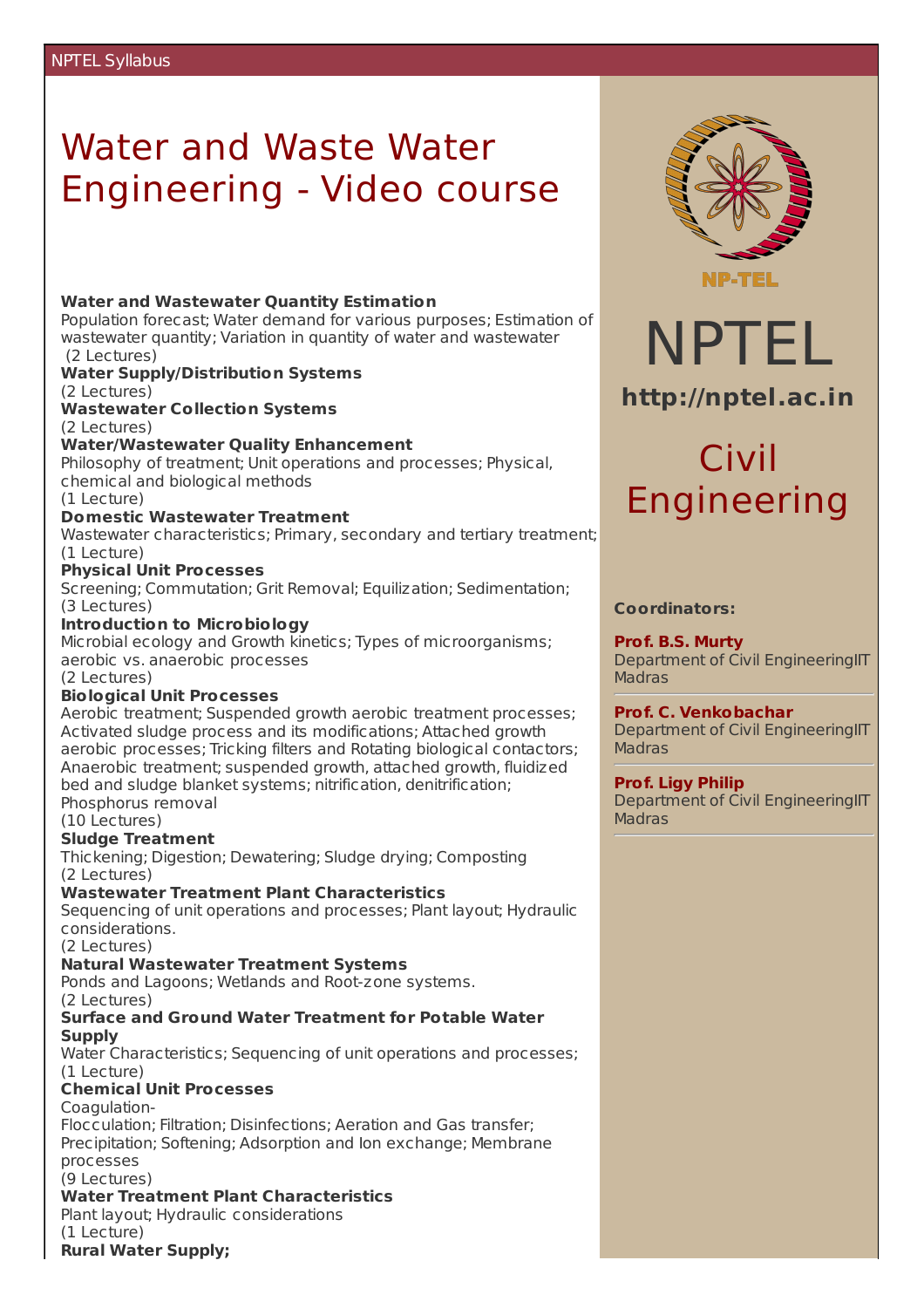# Water and Waste Water Engineering - Video course

**Water and Wastewater Quantity Estimation**
Population forecast; Water demand for various purposes; Estimation of wastewater quantity; Variation in quantity of water and wastewater
(2 Lectures)

**Water Supply/Distribution Systems**
(2 Lectures)

**Wastewater Collection Systems**
(2 Lectures)

**Water/Wastewater Quality Enhancement**
Philosophy of treatment; Unit operations and processes; Physical, chemical and biological methods
(1 Lecture)

**Domestic Wastewater Treatment**
Wastewater characteristics; Primary, secondary and tertiary treatment;
(1 Lecture)

**Physical Unit Processes**
Screening; Commutation; Grit Removal; Equilization; Sedimentation;
(3 Lectures)

**Introduction to Microbiology**
Microbial ecology and Growth kinetics; Types of microorganisms; aerobic vs. anaerobic processes
(2 Lectures)

**Biological Unit Processes**
Aerobic treatment; Suspended growth aerobic treatment processes; Activated sludge process and its modifications; Attached growth aerobic processes; Tricking filters and Rotating biological contactors; Anaerobic treatment; suspended growth, attached growth, fluidized bed and sludge blanket systems; nitrification, denitrification; Phosphorus removal
(10 Lectures)

**Sludge Treatment**
Thickening; Digestion; Dewatering; Sludge drying; Composting
(2 Lectures)

**Wastewater Treatment Plant Characteristics**
Sequencing of unit operations and processes; Plant layout; Hydraulic considerations.
(2 Lectures)

**Natural Wastewater Treatment Systems**
Ponds and Lagoons; Wetlands and Root-zone systems.
(2 Lectures)

**Surface and Ground Water Treatment for Potable Water Supply**
Water Characteristics; Sequencing of unit operations and processes;
(1 Lecture)

**Chemical Unit Processes**
Coagulation-Flocculation; Filtration; Disinfections; Aeration and Gas transfer; Precipitation; Softening; Adsorption and Ion exchange; Membrane processes
(9 Lectures)

**Water Treatment Plant Characteristics**
Plant layout; Hydraulic considerations
(1 Lecture)

**Rural Water Supply;**

NPTEL

**http://nptel.ac.in**

## Civil Engineering

**Coordinators:**

**Prof. B.S. Murty**
Department of Civil EngineeringIIT Madras

**Prof. C. Venkobachar**
Department of Civil EngineeringIIT Madras

**Prof. Ligy Philip**
Department of Civil EngineeringIIT Madras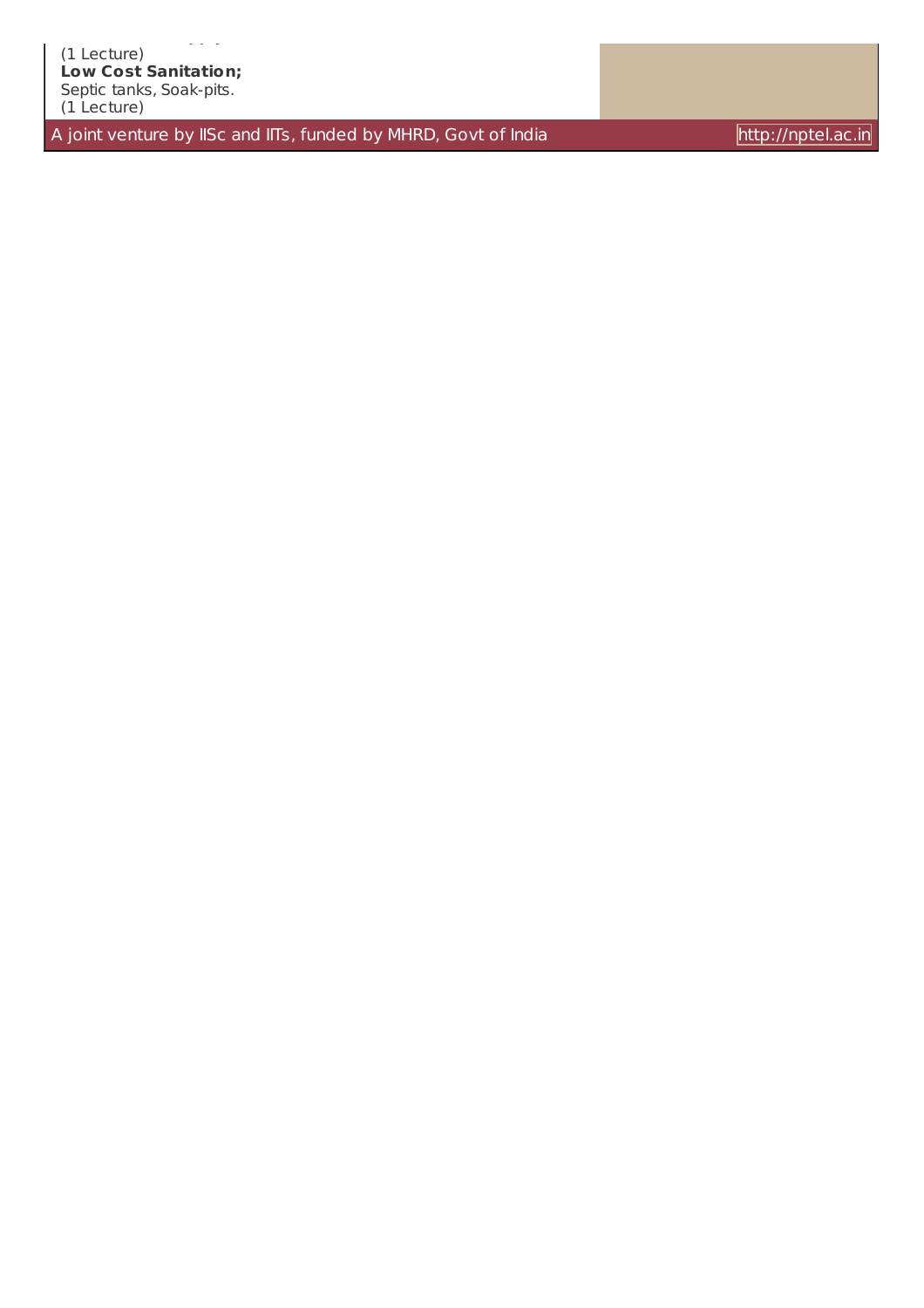(1 Lecture)

**Low Cost Sanitation;**

Septic tanks, Soak-pits.

(1 Lecture)